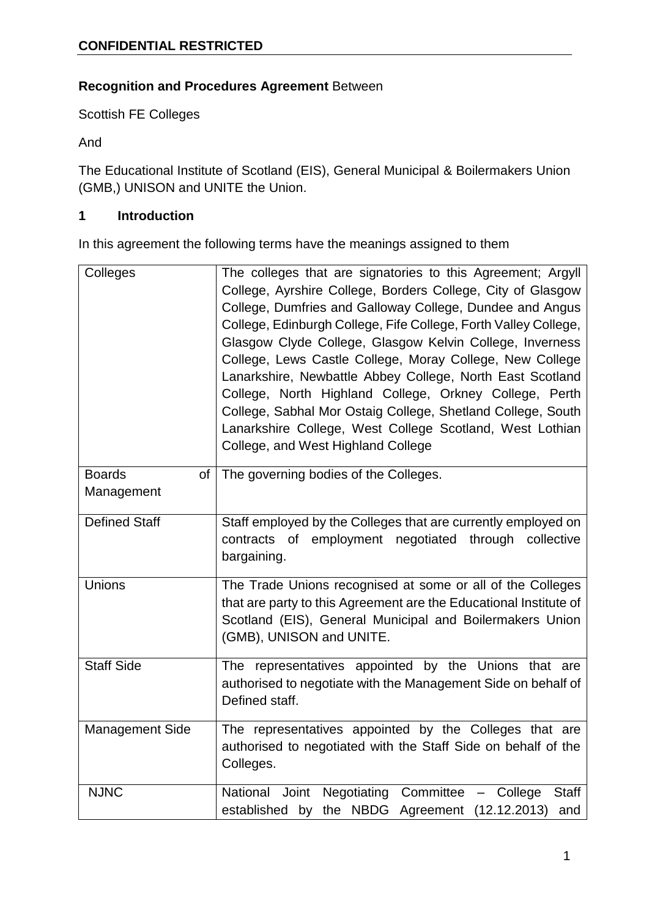**CONFIDENTIAL RESTRICTED**

**Recognition and Procedures Agreement** Between

Scottish FE Colleges

And

The Educational Institute of Scotland (EIS), General Municipal & Boilermakers Union (GMB,) UNISON and UNITE the Union.

## 1 Introduction

In this agreement the following terms have the meanings assigned to them

| | |
|---|---|
| Colleges | The colleges that are signatories to this Agreement; Argyll College, Ayrshire College, Borders College, City of Glasgow College, Dumfries and Galloway College, Dundee and Angus College, Edinburgh College, Fife College, Forth Valley College, Glasgow Clyde College, Glasgow Kelvin College, Inverness College, Lews Castle College, Moray College, New College Lanarkshire, Newbattle Abbey College, North East Scotland College, North Highland College, Orkney College, Perth College, Sabhal Mor Ostaig College, Shetland College, South Lanarkshire College, West College Scotland, West Lothian College, and West Highland College |
| Boards of Management | The governing bodies of the Colleges. |
| Defined Staff | Staff employed by the Colleges that are currently employed on contracts of employment negotiated through collective bargaining. |
| Unions | The Trade Unions recognised at some or all of the Colleges that are party to this Agreement are the Educational Institute of Scotland (EIS), General Municipal and Boilermakers Union (GMB), UNISON and UNITE. |
| Staff Side | The representatives appointed by the Unions that are authorised to negotiate with the Management Side on behalf of Defined staff. |
| Management Side | The representatives appointed by the Colleges that are authorised to negotiated with the Staff Side on behalf of the Colleges. |
| NJNC | National Joint Negotiating Committee – College Staff established by the NBDG Agreement (12.12.2013) and |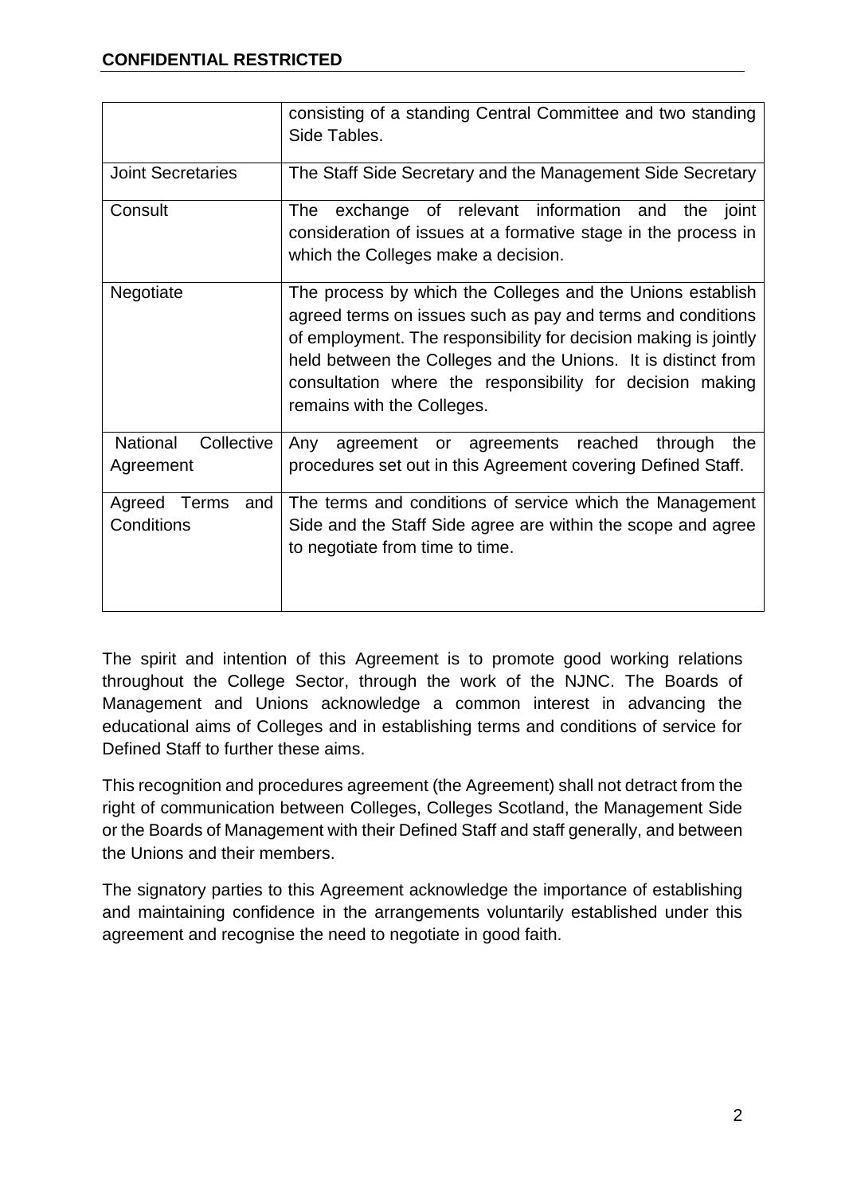**CONFIDENTIAL RESTRICTED**

| | |
|---|---|
| | consisting of a standing Central Committee and two standing Side Tables. |
| Joint Secretaries | The Staff Side Secretary and the Management Side Secretary |
| Consult | The exchange of relevant information and the joint consideration of issues at a formative stage in the process in which the Colleges make a decision. |
| Negotiate | The process by which the Colleges and the Unions establish agreed terms on issues such as pay and terms and conditions of employment. The responsibility for decision making is jointly held between the Colleges and the Unions. It is distinct from consultation where the responsibility for decision making remains with the Colleges. |
| National Collective Agreement | Any agreement or agreements reached through the procedures set out in this Agreement covering Defined Staff. |
| Agreed Terms and Conditions | The terms and conditions of service which the Management Side and the Staff Side agree are within the scope and agree to negotiate from time to time. |

The spirit and intention of this Agreement is to promote good working relations throughout the College Sector, through the work of the NJNC. The Boards of Management and Unions acknowledge a common interest in advancing the educational aims of Colleges and in establishing terms and conditions of service for Defined Staff to further these aims.

This recognition and procedures agreement (the Agreement) shall not detract from the right of communication between Colleges, Colleges Scotland, the Management Side or the Boards of Management with their Defined Staff and staff generally, and between the Unions and their members.

The signatory parties to this Agreement acknowledge the importance of establishing and maintaining confidence in the arrangements voluntarily established under this agreement and recognise the need to negotiate in good faith.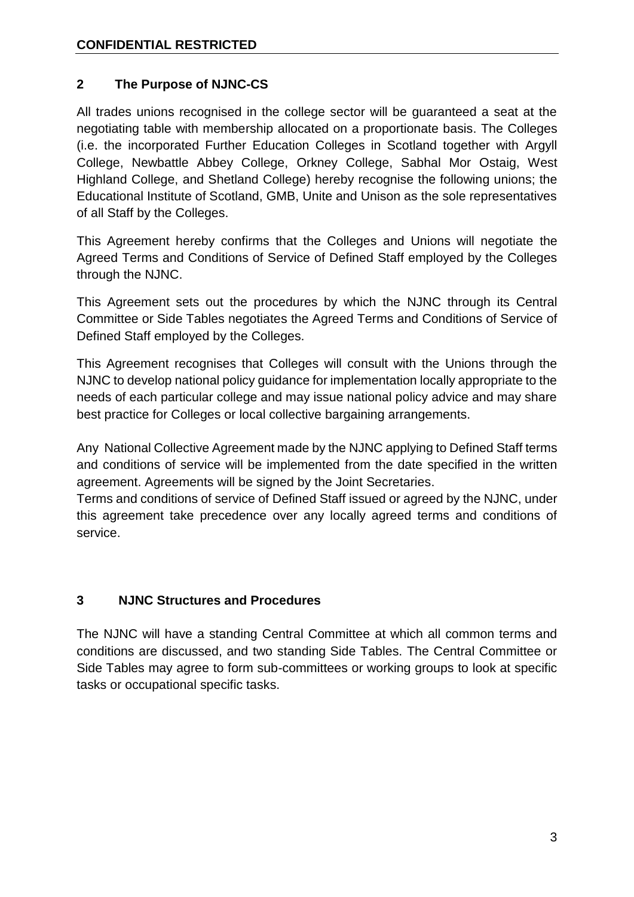## 2 The Purpose of NJNC-CS

All trades unions recognised in the college sector will be guaranteed a seat at the negotiating table with membership allocated on a proportionate basis. The Colleges (i.e. the incorporated Further Education Colleges in Scotland together with Argyll College, Newbattle Abbey College, Orkney College, Sabhal Mor Ostaig, West Highland College, and Shetland College) hereby recognise the following unions; the Educational Institute of Scotland, GMB, Unite and Unison as the sole representatives of all Staff by the Colleges.

This Agreement hereby confirms that the Colleges and Unions will negotiate the Agreed Terms and Conditions of Service of Defined Staff employed by the Colleges through the NJNC.

This Agreement sets out the procedures by which the NJNC through its Central Committee or Side Tables negotiates the Agreed Terms and Conditions of Service of Defined Staff employed by the Colleges.

This Agreement recognises that Colleges will consult with the Unions through the NJNC to develop national policy guidance for implementation locally appropriate to the needs of each particular college and may issue national policy advice and may share best practice for Colleges or local collective bargaining arrangements.

Any National Collective Agreement made by the NJNC applying to Defined Staff terms and conditions of service will be implemented from the date specified in the written agreement. Agreements will be signed by the Joint Secretaries.

Terms and conditions of service of Defined Staff issued or agreed by the NJNC, under this agreement take precedence over any locally agreed terms and conditions of service.

## 3 NJNC Structures and Procedures

The NJNC will have a standing Central Committee at which all common terms and conditions are discussed, and two standing Side Tables. The Central Committee or Side Tables may agree to form sub-committees or working groups to look at specific tasks or occupational specific tasks.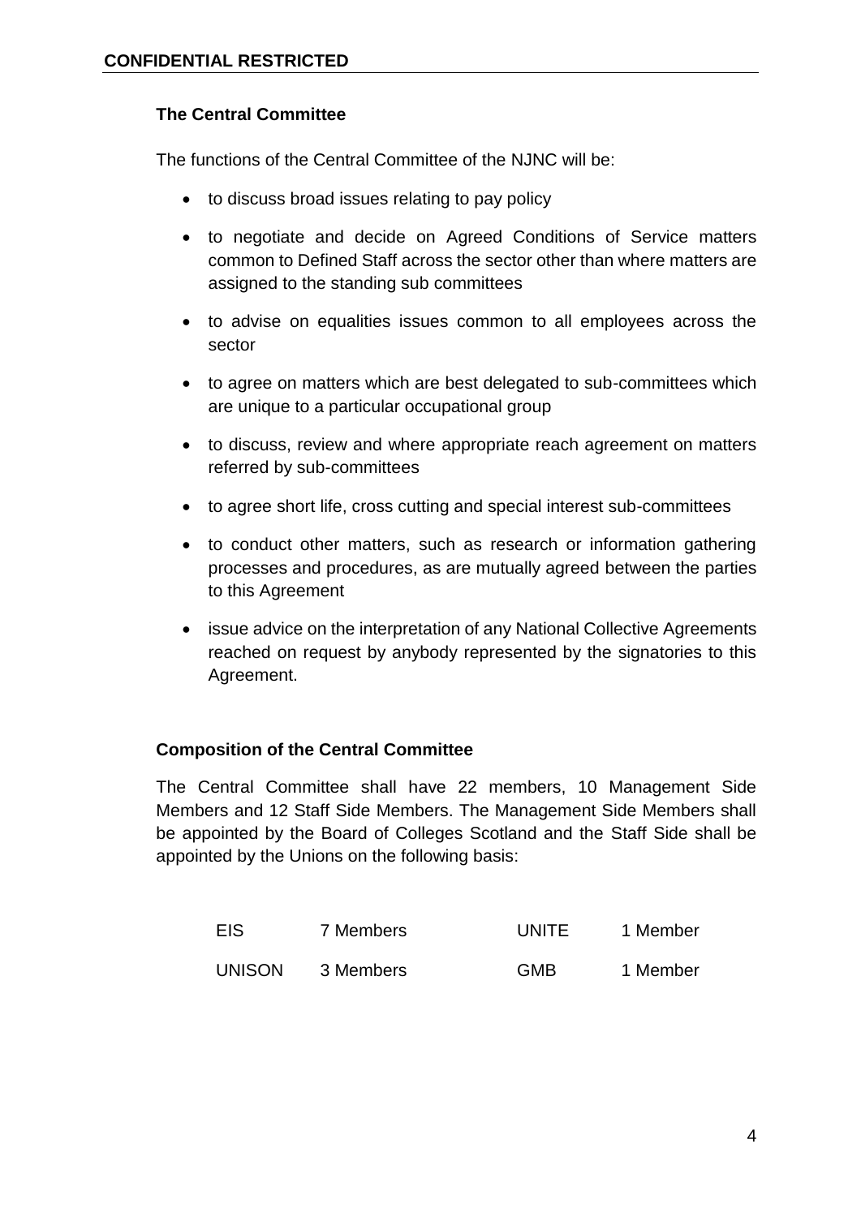### The Central Committee

The functions of the Central Committee of the NJNC will be:

- to discuss broad issues relating to pay policy
- to negotiate and decide on Agreed Conditions of Service matters common to Defined Staff across the sector other than where matters are assigned to the standing sub committees
- to advise on equalities issues common to all employees across the sector
- to agree on matters which are best delegated to sub-committees which are unique to a particular occupational group
- to discuss, review and where appropriate reach agreement on matters referred by sub-committees
- to agree short life, cross cutting and special interest sub-committees
- to conduct other matters, such as research or information gathering processes and procedures, as are mutually agreed between the parties to this Agreement
- issue advice on the interpretation of any National Collective Agreements reached on request by anybody represented by the signatories to this Agreement.

### Composition of the Central Committee

The Central Committee shall have 22 members, 10 Management Side Members and 12 Staff Side Members. The Management Side Members shall be appointed by the Board of Colleges Scotland and the Staff Side shall be appointed by the Unions on the following basis:

| | | | |
|---|---|---|---|
| EIS | 7 Members | UNITE | 1 Member |
| UNISON | 3 Members | GMB | 1 Member |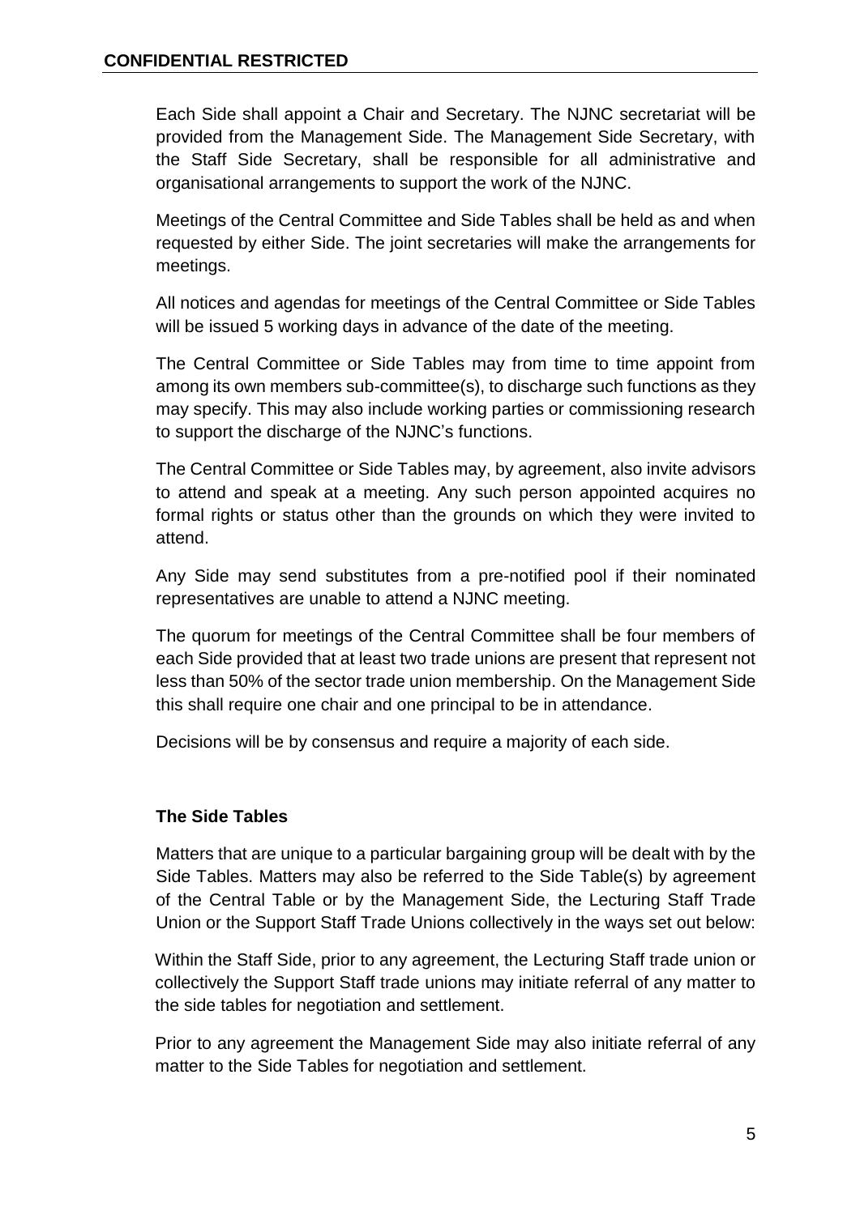Each Side shall appoint a Chair and Secretary. The NJNC secretariat will be provided from the Management Side. The Management Side Secretary, with the Staff Side Secretary, shall be responsible for all administrative and organisational arrangements to support the work of the NJNC.

Meetings of the Central Committee and Side Tables shall be held as and when requested by either Side. The joint secretaries will make the arrangements for meetings.

All notices and agendas for meetings of the Central Committee or Side Tables will be issued 5 working days in advance of the date of the meeting.

The Central Committee or Side Tables may from time to time appoint from among its own members sub-committee(s), to discharge such functions as they may specify. This may also include working parties or commissioning research to support the discharge of the NJNC's functions.

The Central Committee or Side Tables may, by agreement, also invite advisors to attend and speak at a meeting. Any such person appointed acquires no formal rights or status other than the grounds on which they were invited to attend.

Any Side may send substitutes from a pre-notified pool if their nominated representatives are unable to attend a NJNC meeting.

The quorum for meetings of the Central Committee shall be four members of each Side provided that at least two trade unions are present that represent not less than 50% of the sector trade union membership. On the Management Side this shall require one chair and one principal to be in attendance.

Decisions will be by consensus and require a majority of each side.

**The Side Tables**

Matters that are unique to a particular bargaining group will be dealt with by the Side Tables. Matters may also be referred to the Side Table(s) by agreement of the Central Table or by the Management Side, the Lecturing Staff Trade Union or the Support Staff Trade Unions collectively in the ways set out below:

Within the Staff Side, prior to any agreement, the Lecturing Staff trade union or collectively the Support Staff trade unions may initiate referral of any matter to the side tables for negotiation and settlement.

Prior to any agreement the Management Side may also initiate referral of any matter to the Side Tables for negotiation and settlement.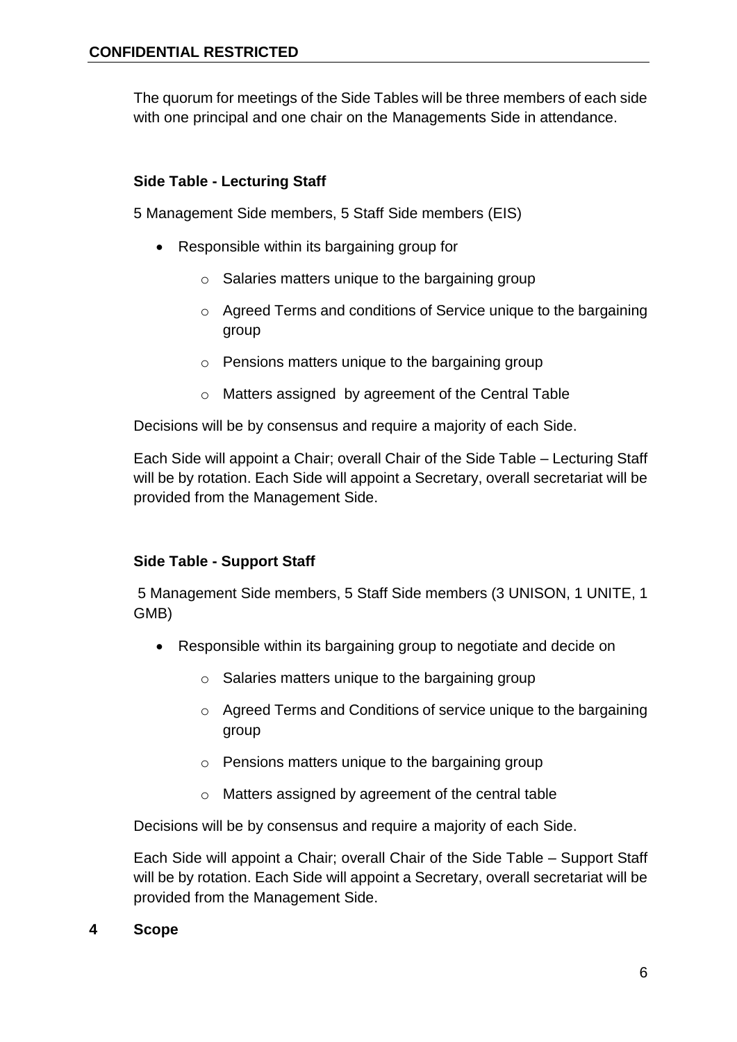The quorum for meetings of the Side Tables will be three members of each side with one principal and one chair on the Managements Side in attendance.

**Side Table - Lecturing Staff**

5 Management Side members, 5 Staff Side members (EIS)

- Responsible within its bargaining group for
    - Salaries matters unique to the bargaining group
    - Agreed Terms and conditions of Service unique to the bargaining group
    - Pensions matters unique to the bargaining group
    - Matters assigned by agreement of the Central Table

Decisions will be by consensus and require a majority of each Side.

Each Side will appoint a Chair; overall Chair of the Side Table – Lecturing Staff will be by rotation. Each Side will appoint a Secretary, overall secretariat will be provided from the Management Side.

**Side Table - Support Staff**

5 Management Side members, 5 Staff Side members (3 UNISON, 1 UNITE, 1 GMB)

- Responsible within its bargaining group to negotiate and decide on
    - Salaries matters unique to the bargaining group
    - Agreed Terms and Conditions of service unique to the bargaining group
    - Pensions matters unique to the bargaining group
    - Matters assigned by agreement of the central table

Decisions will be by consensus and require a majority of each Side.

Each Side will appoint a Chair; overall Chair of the Side Table – Support Staff will be by rotation. Each Side will appoint a Secretary, overall secretariat will be provided from the Management Side.

## 4 Scope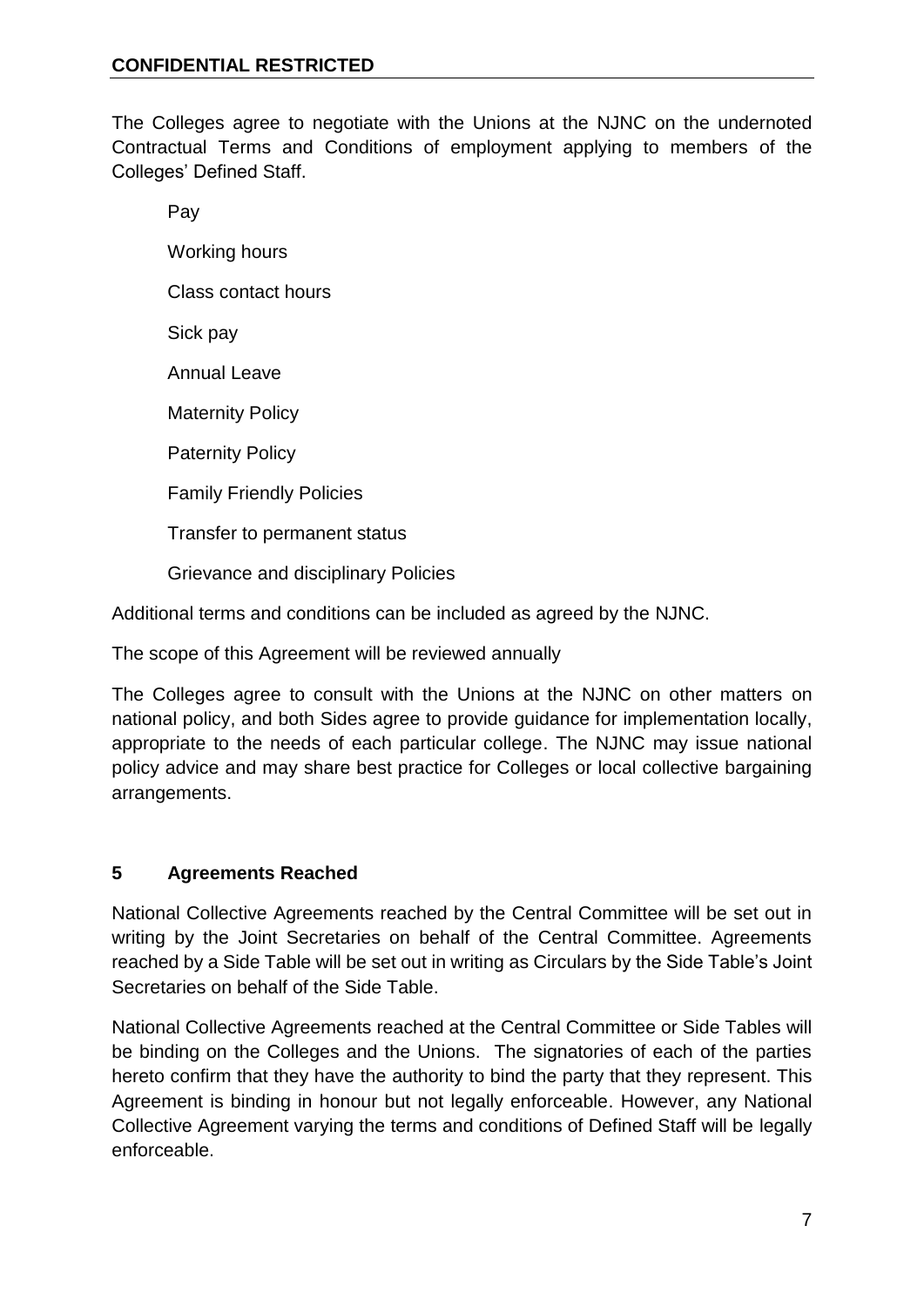The Colleges agree to negotiate with the Unions at the NJNC on the undernoted Contractual Terms and Conditions of employment applying to members of the Colleges' Defined Staff.

- Pay
- Working hours
- Class contact hours
- Sick pay
- Annual Leave
- Maternity Policy
- Paternity Policy
- Family Friendly Policies
- Transfer to permanent status
- Grievance and disciplinary Policies

Additional terms and conditions can be included as agreed by the NJNC.

The scope of this Agreement will be reviewed annually

The Colleges agree to consult with the Unions at the NJNC on other matters on national policy, and both Sides agree to provide guidance for implementation locally, appropriate to the needs of each particular college. The NJNC may issue national policy advice and may share best practice for Colleges or local collective bargaining arrangements.

## 5 Agreements Reached

National Collective Agreements reached by the Central Committee will be set out in writing by the Joint Secretaries on behalf of the Central Committee. Agreements reached by a Side Table will be set out in writing as Circulars by the Side Table's Joint Secretaries on behalf of the Side Table.

National Collective Agreements reached at the Central Committee or Side Tables will be binding on the Colleges and the Unions. The signatories of each of the parties hereto confirm that they have the authority to bind the party that they represent. This Agreement is binding in honour but not legally enforceable. However, any National Collective Agreement varying the terms and conditions of Defined Staff will be legally enforceable.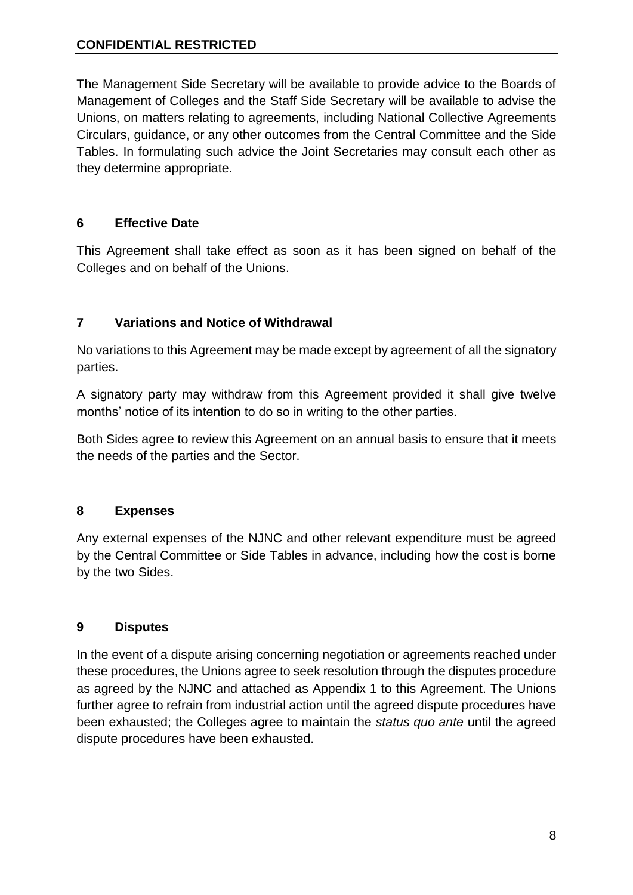The Management Side Secretary will be available to provide advice to the Boards of Management of Colleges and the Staff Side Secretary will be available to advise the Unions, on matters relating to agreements, including National Collective Agreements Circulars, guidance, or any other outcomes from the Central Committee and the Side Tables. In formulating such advice the Joint Secretaries may consult each other as they determine appropriate.

## 6 Effective Date

This Agreement shall take effect as soon as it has been signed on behalf of the Colleges and on behalf of the Unions.

## 7 Variations and Notice of Withdrawal

No variations to this Agreement may be made except by agreement of all the signatory parties.

A signatory party may withdraw from this Agreement provided it shall give twelve months' notice of its intention to do so in writing to the other parties.

Both Sides agree to review this Agreement on an annual basis to ensure that it meets the needs of the parties and the Sector.

## 8 Expenses

Any external expenses of the NJNC and other relevant expenditure must be agreed by the Central Committee or Side Tables in advance, including how the cost is borne by the two Sides.

## 9 Disputes

In the event of a dispute arising concerning negotiation or agreements reached under these procedures, the Unions agree to seek resolution through the disputes procedure as agreed by the NJNC and attached as Appendix 1 to this Agreement. The Unions further agree to refrain from industrial action until the agreed dispute procedures have been exhausted; the Colleges agree to maintain the *status quo ante* until the agreed dispute procedures have been exhausted.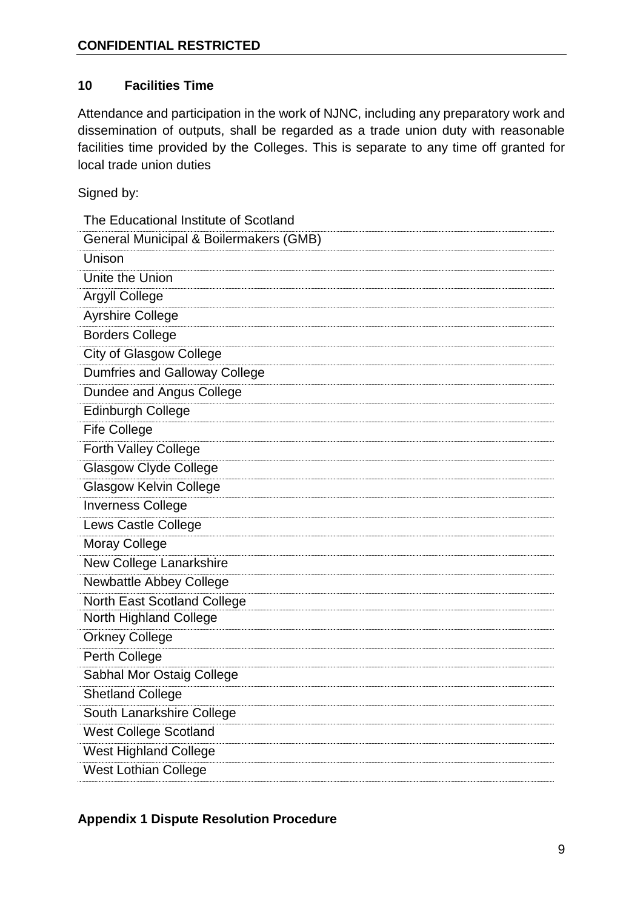## 10 Facilities Time

Attendance and participation in the work of NJNC, including any preparatory work and dissemination of outputs, shall be regarded as a trade union duty with reasonable facilities time provided by the Colleges. This is separate to any time off granted for local trade union duties

Signed by:

| |
|---|
| The Educational Institute of Scotland |
| General Municipal & Boilermakers (GMB) |
| Unison |
| Unite the Union |
| Argyll College |
| Ayrshire College |
| Borders College |
| City of Glasgow College |
| Dumfries and Galloway College |
| Dundee and Angus College |
| Edinburgh College |
| Fife College |
| Forth Valley College |
| Glasgow Clyde College |
| Glasgow Kelvin College |
| Inverness College |
| Lews Castle College |
| Moray College |
| New College Lanarkshire |
| Newbattle Abbey College |
| North East Scotland College |
| North Highland College |
| Orkney College |
| Perth College |
| Sabhal Mor Ostaig College |
| Shetland College |
| South Lanarkshire College |
| West College Scotland |
| West Highland College |
| West Lothian College |

## Appendix 1 Dispute Resolution Procedure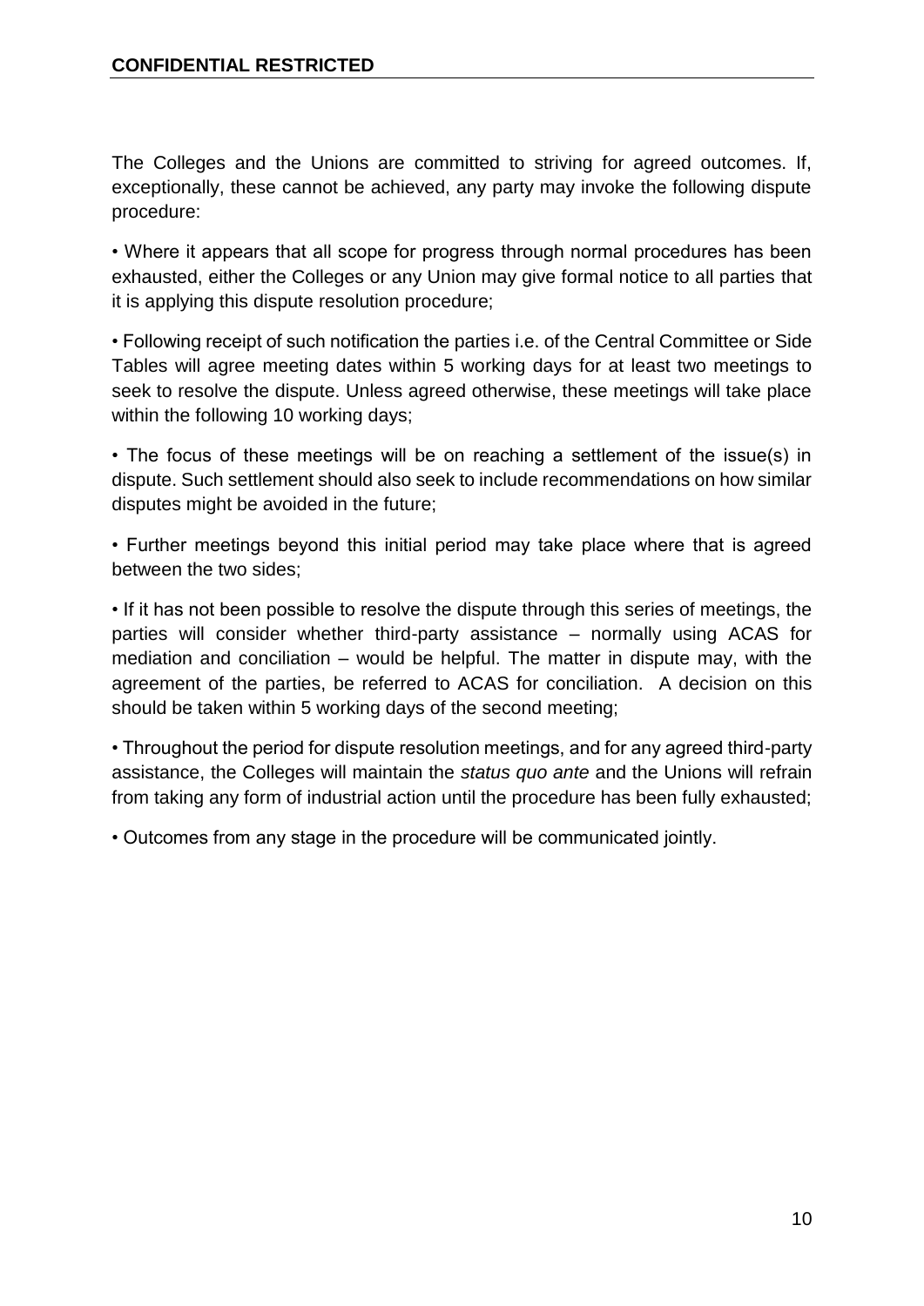The Colleges and the Unions are committed to striving for agreed outcomes. If, exceptionally, these cannot be achieved, any party may invoke the following dispute procedure:

• Where it appears that all scope for progress through normal procedures has been exhausted, either the Colleges or any Union may give formal notice to all parties that it is applying this dispute resolution procedure;

• Following receipt of such notification the parties i.e. of the Central Committee or Side Tables will agree meeting dates within 5 working days for at least two meetings to seek to resolve the dispute. Unless agreed otherwise, these meetings will take place within the following 10 working days;

• The focus of these meetings will be on reaching a settlement of the issue(s) in dispute. Such settlement should also seek to include recommendations on how similar disputes might be avoided in the future;

• Further meetings beyond this initial period may take place where that is agreed between the two sides;

• If it has not been possible to resolve the dispute through this series of meetings, the parties will consider whether third-party assistance – normally using ACAS for mediation and conciliation – would be helpful. The matter in dispute may, with the agreement of the parties, be referred to ACAS for conciliation. A decision on this should be taken within 5 working days of the second meeting;

• Throughout the period for dispute resolution meetings, and for any agreed third-party assistance, the Colleges will maintain the *status quo ante* and the Unions will refrain from taking any form of industrial action until the procedure has been fully exhausted;

• Outcomes from any stage in the procedure will be communicated jointly.